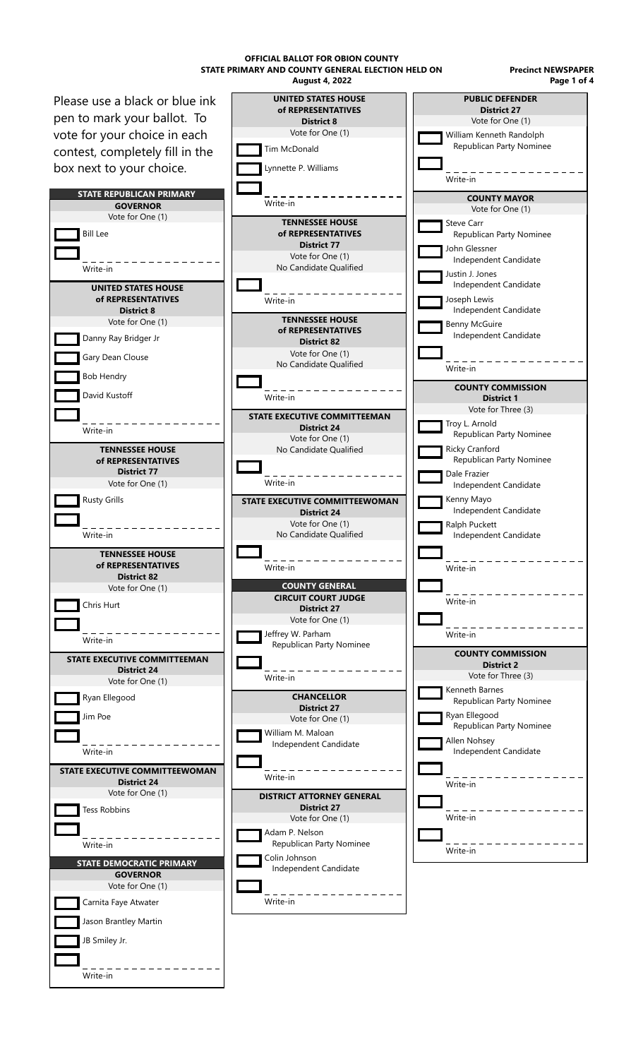**OFFICIAL BALLOT FOR OBION COUNTY**
**STATE PRIMARY AND COUNTY GENERAL ELECTION HELD ON**
**August 4, 2022**

**Precinct NEWSPAPER**

Please use a black or blue ink pen to mark your ballot. To vote for your choice in each contest, completely fill in the box next to your choice.

## STATE REPUBLICAN PRIMARY

### GOVERNOR
Vote for One (1)

- Bill Lee
- Write-in

### UNITED STATES HOUSE of REPRESENTATIVES District 8
Vote for One (1)

- Danny Ray Bridger Jr
- Gary Dean Clouse
- Bob Hendry
- David Kustoff
- Write-in

### TENNESSEE HOUSE of REPRESENTATIVES District 77
Vote for One (1)

- Rusty Grills
- Write-in

### TENNESSEE HOUSE of REPRESENTATIVES District 82
Vote for One (1)

- Chris Hurt
- Write-in

### STATE EXECUTIVE COMMITTEEMAN District 24
Vote for One (1)

- Ryan Ellegood
- Jim Poe
- Write-in

### STATE EXECUTIVE COMMITTEEWOMAN District 24
Vote for One (1)

- Tess Robbins
- Write-in

## STATE DEMOCRATIC PRIMARY

### GOVERNOR
Vote for One (1)

- Carnita Faye Atwater
- Jason Brantley Martin
- JB Smiley Jr.
- Write-in

### UNITED STATES HOUSE of REPRESENTATIVES District 8
Vote for One (1)

- Tim McDonald
- Lynnette P. Williams
- Write-in

### TENNESSEE HOUSE of REPRESENTATIVES District 77
Vote for One (1)
No Candidate Qualified

- Write-in

### TENNESSEE HOUSE of REPRESENTATIVES District 82
Vote for One (1)
No Candidate Qualified

- Write-in

### STATE EXECUTIVE COMMITTEEMAN District 24
Vote for One (1)
No Candidate Qualified

- Write-in

### STATE EXECUTIVE COMMITTEEWOMAN District 24
Vote for One (1)
No Candidate Qualified

- Write-in

## COUNTY GENERAL

### CIRCUIT COURT JUDGE District 27
Vote for One (1)

- Jeffrey W. Parham, Republican Party Nominee
- Write-in

### CHANCELLOR District 27
Vote for One (1)

- William M. Maloan, Independent Candidate
- Write-in

### DISTRICT ATTORNEY GENERAL District 27
Vote for One (1)

- Adam P. Nelson, Republican Party Nominee
- Colin Johnson, Independent Candidate
- Write-in

### PUBLIC DEFENDER District 27
Vote for One (1)

- William Kenneth Randolph, Republican Party Nominee
- Write-in

### COUNTY MAYOR
Vote for One (1)

- Steve Carr, Republican Party Nominee
- John Glessner, Independent Candidate
- Justin J. Jones, Independent Candidate
- Joseph Lewis, Independent Candidate
- Benny McGuire, Independent Candidate
- Write-in

### COUNTY COMMISSION District 1
Vote for Three (3)

- Troy L. Arnold, Republican Party Nominee
- Ricky Cranford, Republican Party Nominee
- Dale Frazier, Independent Candidate
- Kenny Mayo, Independent Candidate
- Ralph Puckett, Independent Candidate
- Write-in
- Write-in
- Write-in

### COUNTY COMMISSION District 2
Vote for Three (3)

- Kenneth Barnes, Republican Party Nominee
- Ryan Ellegood, Republican Party Nominee
- Allen Nohsey, Independent Candidate
- Write-in
- Write-in
- Write-in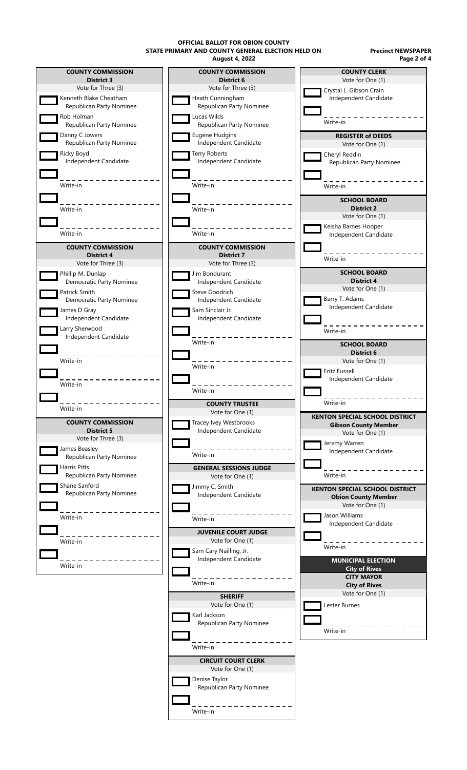**OFFICIAL BALLOT FOR OBION COUNTY**
**STATE PRIMARY AND COUNTY GENERAL ELECTION HELD ON**
**August 4, 2022**

**Precinct NEWSPAPER**

### COUNTY COMMISSION
**District 3**
Vote for Three (3)

- Kenneth Blake Cheatham — Republican Party Nominee
- Rob Holman — Republican Party Nominee
- Danny C Jowers — Republican Party Nominee
- Ricky Boyd — Independent Candidate
- Write-in
- Write-in
- Write-in

### COUNTY COMMISSION
**District 4**
Vote for Three (3)

- Phillip M. Dunlap — Democratic Party Nominee
- Patrick Smith — Democratic Party Nominee
- James D Gray — Independent Candidate
- Larry Sherwood — Independent Candidate
- Write-in
- Write-in
- Write-in

### COUNTY COMMISSION
**District 5**
Vote for Three (3)

- James Beasley — Republican Party Nominee
- Harris Pitts — Republican Party Nominee
- Shane Sanford — Republican Party Nominee
- Write-in
- Write-in
- Write-in

### COUNTY COMMISSION
**District 6**
Vote for Three (3)

- Heath Cunningham — Republican Party Nominee
- Lucas Wilds — Republican Party Nominee
- Eugene Hudgins — Independent Candidate
- Terry Roberts — Independent Candidate
- Write-in
- Write-in
- Write-in

### COUNTY COMMISSION
**District 7**
Vote for Three (3)

- Jim Bondurant — Independent Candidate
- Steve Goodrich — Independent Candidate
- Sam Sinclair Jr. — Independent Candidate
- Write-in
- Write-in
- Write-in

### COUNTY TRUSTEE
Vote for One (1)

- Tracey Ivey Westbrooks — Independent Candidate
- Write-in

### GENERAL SESSIONS JUDGE
Vote for One (1)

- Jimmy C. Smith — Independent Candidate
- Write-in

### JUVENILE COURT JUDGE
Vote for One (1)

- Sam Cary Nailling, Jr. — Independent Candidate
- Write-in

### SHERIFF
Vote for One (1)

- Karl Jackson — Republican Party Nominee
- Write-in

### CIRCUIT COURT CLERK
Vote for One (1)

- Denise Taylor — Republican Party Nominee
- Write-in

### COUNTY CLERK
Vote for One (1)

- Crystal L. Gibson Crain — Independent Candidate
- Write-in

### REGISTER of DEEDS
Vote for One (1)

- Cheryl Reddin — Republican Party Nominee
- Write-in

### SCHOOL BOARD
**District 2**
Vote for One (1)

- Keisha Barnes Hooper — Independent Candidate
- Write-in

### SCHOOL BOARD
**District 4**
Vote for One (1)

- Barry T. Adams — Independent Candidate
- Write-in

### SCHOOL BOARD
**District 6**
Vote for One (1)

- Fritz Fussell — Independent Candidate
- Write-in

### KENTON SPECIAL SCHOOL DISTRICT
**Gibson County Member**
Vote for One (1)

- Jeremy Warren — Independent Candidate
- Write-in

### KENTON SPECIAL SCHOOL DISTRICT
**Obion County Member**
Vote for One (1)

- Jason Williams — Independent Candidate
- Write-in

## MUNICIPAL ELECTION
**City of Rives**

### CITY MAYOR
**City of Rives**
Vote for One (1)

- Lester Burnes
- Write-in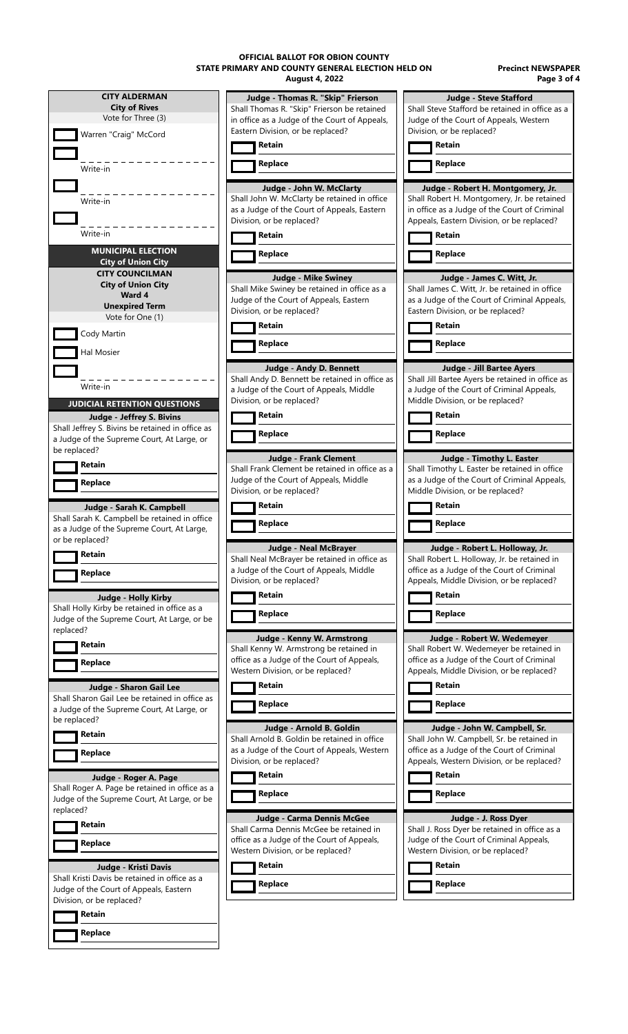**OFFICIAL BALLOT FOR OBION COUNTY**
**STATE PRIMARY AND COUNTY GENERAL ELECTION HELD ON**
**August 4, 2022**

**Precinct NEWSPAPER**

### CITY ALDERMAN
**City of Rives**
Vote for Three (3)

- Warren "Craig" McCord
- Write-in
- Write-in
- Write-in

### MUNICIPAL ELECTION
**City of Union City**

### CITY COUNCILMAN
**City of Union City**
**Ward 4**
**Unexpired Term**
Vote for One (1)

- Cody Martin
- Hal Mosier
- Write-in

### JUDICIAL RETENTION QUESTIONS

**Judge - Jeffrey S. Bivins**
Shall Jeffrey S. Bivins be retained in office as a Judge of the Supreme Court, At Large, or be replaced?
- **Retain**
- **Replace**

**Judge - Sarah K. Campbell**
Shall Sarah K. Campbell be retained in office as a Judge of the Supreme Court, At Large, or be replaced?
- **Retain**
- **Replace**

**Judge - Holly Kirby**
Shall Holly Kirby be retained in office as a Judge of the Supreme Court, At Large, or be replaced?
- **Retain**
- **Replace**

**Judge - Sharon Gail Lee**
Shall Sharon Gail Lee be retained in office as a Judge of the Supreme Court, At Large, or be replaced?
- **Retain**
- **Replace**

**Judge - Roger A. Page**
Shall Roger A. Page be retained in office as a Judge of the Supreme Court, At Large, or be replaced?
- **Retain**
- **Replace**

**Judge - Kristi Davis**
Shall Kristi Davis be retained in office as a Judge of the Court of Appeals, Eastern Division, or be replaced?
- **Retain**
- **Replace**

**Judge - Thomas R. "Skip" Frierson**
Shall Thomas R. "Skip" Frierson be retained in office as a Judge of the Court of Appeals, Eastern Division, or be replaced?
- **Retain**
- **Replace**

**Judge - John W. McClarty**
Shall John W. McClarty be retained in office as a Judge of the Court of Appeals, Eastern Division, or be replaced?
- **Retain**
- **Replace**

**Judge - Mike Swiney**
Shall Mike Swiney be retained in office as a Judge of the Court of Appeals, Eastern Division, or be replaced?
- **Retain**
- **Replace**

**Judge - Andy D. Bennett**
Shall Andy D. Bennett be retained in office as a Judge of the Court of Appeals, Middle Division, or be replaced?
- **Retain**
- **Replace**

**Judge - Frank Clement**
Shall Frank Clement be retained in office as a Judge of the Court of Appeals, Middle Division, or be replaced?
- **Retain**
- **Replace**

**Judge - Neal McBrayer**
Shall Neal McBrayer be retained in office as a Judge of the Court of Appeals, Middle Division, or be replaced?
- **Retain**
- **Replace**

**Judge - Kenny W. Armstrong**
Shall Kenny W. Armstrong be retained in office as a Judge of the Court of Appeals, Western Division, or be replaced?
- **Retain**
- **Replace**

**Judge - Arnold B. Goldin**
Shall Arnold B. Goldin be retained in office as a Judge of the Court of Appeals, Western Division, or be replaced?
- **Retain**
- **Replace**

**Judge - Carma Dennis McGee**
Shall Carma Dennis McGee be retained in office as a Judge of the Court of Appeals, Western Division, or be replaced?
- **Retain**
- **Replace**

**Judge - Steve Stafford**
Shall Steve Stafford be retained in office as a Judge of the Court of Appeals, Western Division, or be replaced?
- **Retain**
- **Replace**

**Judge - Robert H. Montgomery, Jr.**
Shall Robert H. Montgomery, Jr. be retained in office as a Judge of the Court of Criminal Appeals, Eastern Division, or be replaced?
- **Retain**
- **Replace**

**Judge - James C. Witt, Jr.**
Shall James C. Witt, Jr. be retained in office as a Judge of the Court of Criminal Appeals, Eastern Division, or be replaced?
- **Retain**
- **Replace**

**Judge - Jill Bartee Ayers**
Shall Jill Bartee Ayers be retained in office as a Judge of the Court of Criminal Appeals, Middle Division, or be replaced?
- **Retain**
- **Replace**

**Judge - Timothy L. Easter**
Shall Timothy L. Easter be retained in office as a Judge of the Court of Criminal Appeals, Middle Division, or be replaced?
- **Retain**
- **Replace**

**Judge - Robert L. Holloway, Jr.**
Shall Robert L. Holloway, Jr. be retained in office as a Judge of the Court of Criminal Appeals, Middle Division, or be replaced?
- **Retain**
- **Replace**

**Judge - Robert W. Wedemeyer**
Shall Robert W. Wedemeyer be retained in office as a Judge of the Court of Criminal Appeals, Middle Division, or be replaced?
- **Retain**
- **Replace**

**Judge - John W. Campbell, Sr.**
Shall John W. Campbell, Sr. be retained in office as a Judge of the Court of Criminal Appeals, Western Division, or be replaced?
- **Retain**
- **Replace**

**Judge - J. Ross Dyer**
Shall J. Ross Dyer be retained in office as a Judge of the Court of Criminal Appeals, Western Division, or be replaced?
- **Retain**
- **Replace**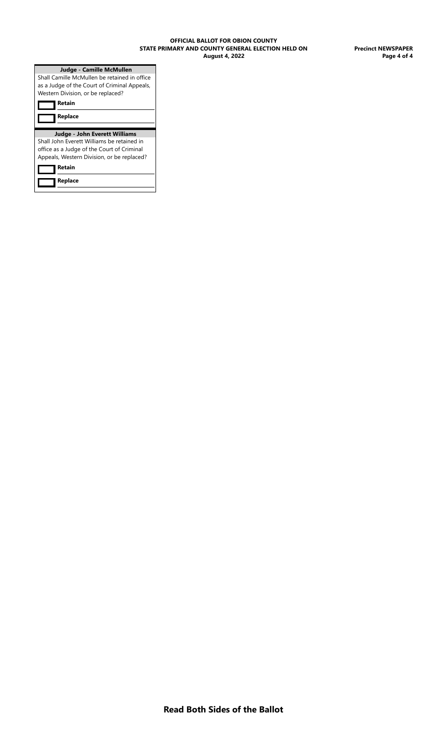**Judge - Camille McMullen**

Shall Camille McMullen be retained in office as a Judge of the Court of Criminal Appeals, Western Division, or be replaced?

- [ ] **Retain**
- [ ] **Replace**

**Judge - John Everett Williams**

Shall John Everett Williams be retained in office as a Judge of the Court of Criminal Appeals, Western Division, or be replaced?

- [ ] **Retain**
- [ ] **Replace**

**Read Both Sides of the Ballot**